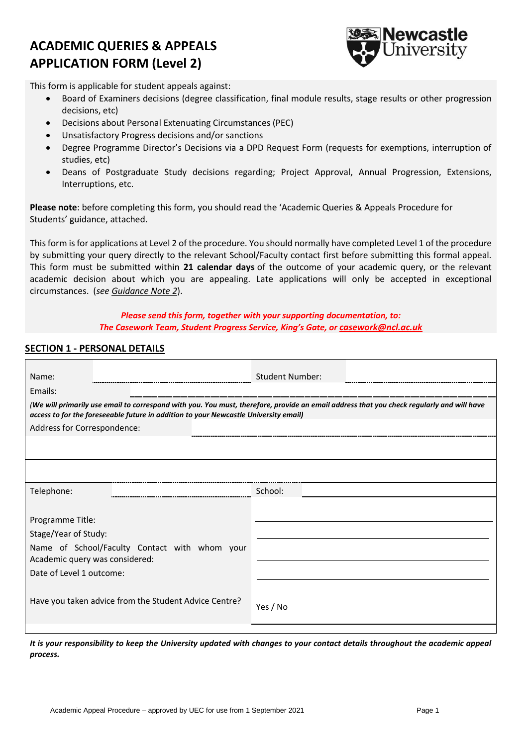# ACADEMIC QUERIES & APPEALS APPLICATION FORM (Level 2)

This form is applicable for student appeals against:

- Board of Examiners decisions (degree classification, final module results, stage results or other progression decisions, etc)
- Decisions about Personal Extenuating Circumstances (PEC)
- Unsatisfactory Progress decisions and/or sanctions
- Degree Programme Director's Decisions via a DPD Request Form (requests for exemptions, interruption of studies, etc)
- Deans of Postgraduate Study decisions regarding; Project Approval, Annual Progression, Extensions, Interruptions, etc.

**Please note**: before completing this form, you should read the 'Academic Queries & Appeals Procedure for Students' guidance, attached.

This form is for applications at Level 2 of the procedure. You should normally have completed Level 1 of the procedure by submitting your query directly to the relevant School/Faculty contact first before submitting this formal appeal. This form must be submitted within **21 calendar days** of the outcome of your academic query, or the relevant academic decision about which you are appealing. Late applications will only be accepted in exceptional circumstances. (*see Guidance Note 2*).

***Please send this form, together with your supporting documentation, to: The Casework Team, Student Progress Service, King's Gate, or casework@ncl.ac.uk***

## SECTION 1 - PERSONAL DETAILS

| | | | |
|---|---|---|---|
| Name: | | Student Number: | |
| Emails: | | | |
| *(We will primarily use email to correspond with you. You must, therefore, provide an email address that you check regularly and will have access to for the foreseeable future in addition to your Newcastle University email)* | | | |
| Address for Correspondence: | | | |
| | | | |
| | | | |
| Telephone: | | School: | |
| Programme Title: | | | |
| Stage/Year of Study: | | | |
| Name of School/Faculty Contact with whom your Academic query was considered: | | | |
| Date of Level 1 outcome: | | | |
| Have you taken advice from the Student Advice Centre? | | Yes / No | |

***It is your responsibility to keep the University updated with changes to your contact details throughout the academic appeal process.***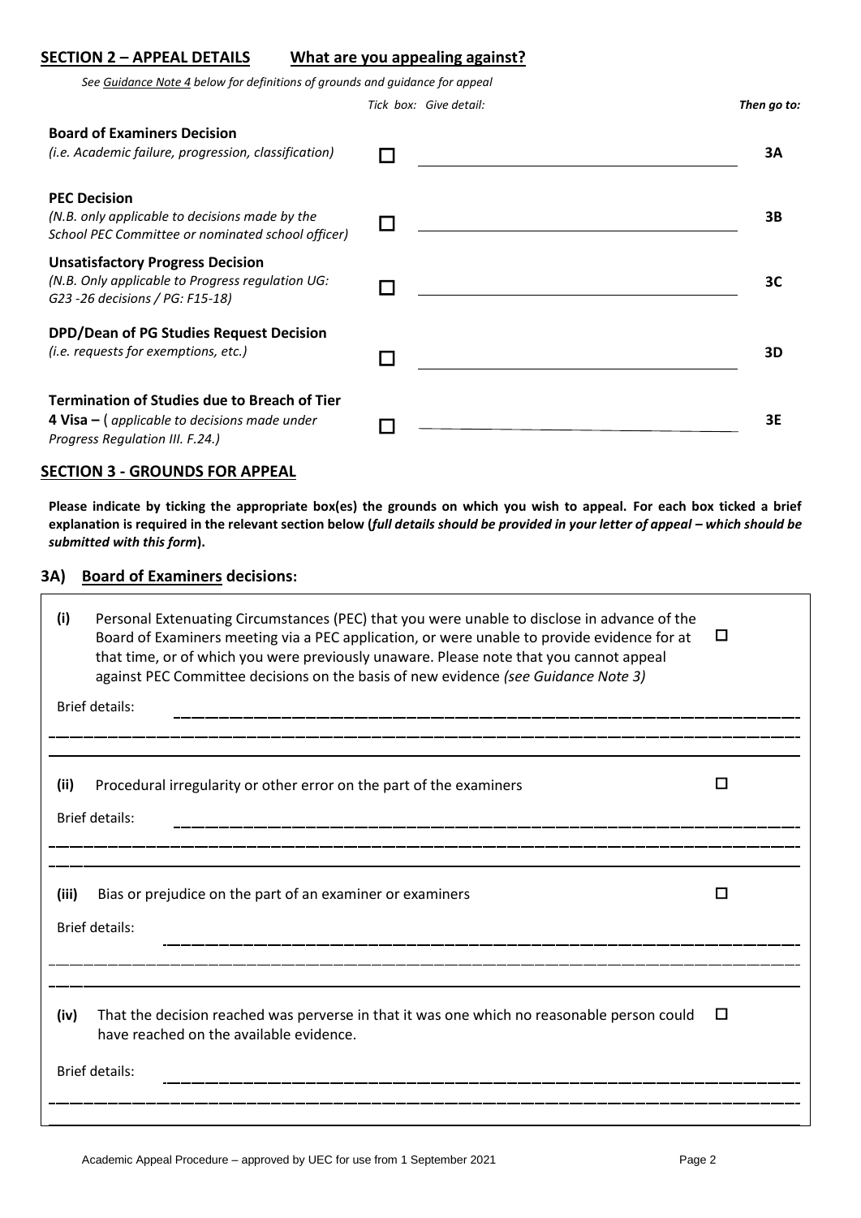## SECTION 2 – APPEAL DETAILS **What are you appealing against?**

*See Guidance Note 4 below for definitions of grounds and guidance for appeal*

| | Tick box: | Give detail: | Then go to: |
|---|---|---|---|
| **Board of Examiners Decision** *(i.e. Academic failure, progression, classification)* | ☐ | ____________________ | **3A** |
| **PEC Decision** *(N.B. only applicable to decisions made by the School PEC Committee or nominated school officer)* | ☐ | ____________________ | **3B** |
| **Unsatisfactory Progress Decision** *(N.B. Only applicable to Progress regulation UG: G23 -26 decisions / PG: F15-18)* | ☐ | ____________________ | **3C** |
| **DPD/Dean of PG Studies Request Decision** *(i.e. requests for exemptions, etc.)* | ☐ | ____________________ | **3D** |
| **Termination of Studies due to Breach of Tier 4 Visa –** ( *applicable to decisions made under Progress Regulation III. F.24.)* | ☐ | ____________________ | **3E** |

## SECTION 3 - GROUNDS FOR APPEAL

**Please indicate by ticking the appropriate box(es) the grounds on which you wish to appeal. For each box ticked a brief explanation is required in the relevant section below (*full details should be provided in your letter of appeal – which should be submitted with this form*).**

### 3A) Board of Examiners decisions:

**(i)** Personal Extenuating Circumstances (PEC) that you were unable to disclose in advance of the Board of Examiners meeting via a PEC application, or were unable to provide evidence for at that time, or of which you were previously unaware. Please note that you cannot appeal against PEC Committee decisions on the basis of new evidence *(see Guidance Note 3)* ☐

Brief details: ______________________________________________

**(ii)** Procedural irregularity or other error on the part of the examiners ☐

Brief details: ______________________________________________

**(iii)** Bias or prejudice on the part of an examiner or examiners ☐

Brief details: ______________________________________________

**(iv)** That the decision reached was perverse in that it was one which no reasonable person could have reached on the available evidence. ☐

Brief details: ______________________________________________

Academic Appeal Procedure – approved by UEC for use from 1 September 2021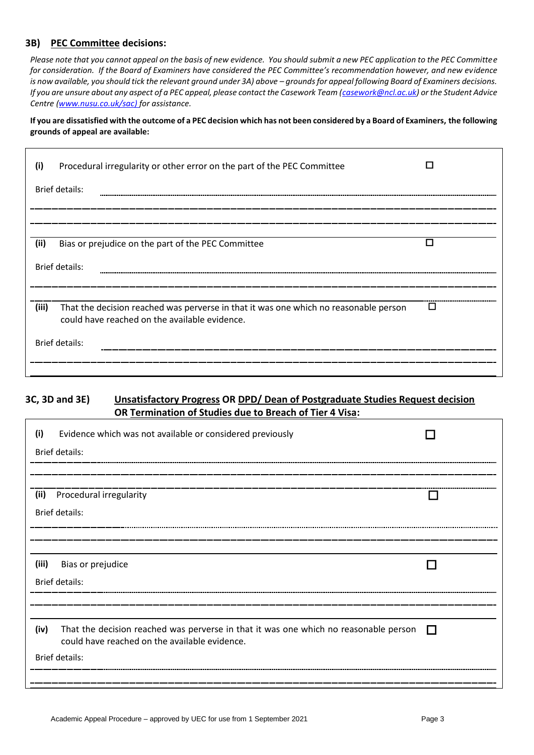### 3B) PEC Committee decisions:

*Please note that you cannot appeal on the basis of new evidence. You should submit a new PEC application to the PEC Committee for consideration. If the Board of Examiners have considered the PEC Committee's recommendation however, and new evidence is now available, you should tick the relevant ground under 3A) above – grounds for appeal following Board of Examiners decisions. If you are unsure about any aspect of a PEC appeal, please contact the Casework Team ([casework@ncl.ac.uk](mailto:casework@ncl.ac.uk)) or the Student Advice Centre ([www.nusu.co.uk/sac)](http://www.nusu.co.uk/sac) for assistance.*

**If you are dissatisfied with the outcome of a PEC decision which has not been considered by a Board of Examiners, the following grounds of appeal are available:**

**(i)** Procedural irregularity or other error on the part of the PEC Committee ☐

Brief details: ______________________________

______________________________

______________________________

**(ii)** Bias or prejudice on the part of the PEC Committee ☐

Brief details: ______________________________

______________________________

**(iii)** That the decision reached was perverse in that it was one which no reasonable person could have reached on the available evidence. ☐

Brief details: ______________________________

______________________________

### 3C, 3D and 3E) Unsatisfactory Progress OR DPD/ Dean of Postgraduate Studies Request decision OR Termination of Studies due to Breach of Tier 4 Visa:

**(i)** Evidence which was not available or considered previously ☐

Brief details: ______________________________

______________________________

**(ii)** Procedural irregularity ☐

Brief details: ______________________________

______________________________

**(iii)** Bias or prejudice ☐

Brief details: ______________________________

______________________________

**(iv)** That the decision reached was perverse in that it was one which no reasonable person could have reached on the available evidence. ☐

Brief details: ______________________________

______________________________

Academic Appeal Procedure – approved by UEC for use from 1 September 2021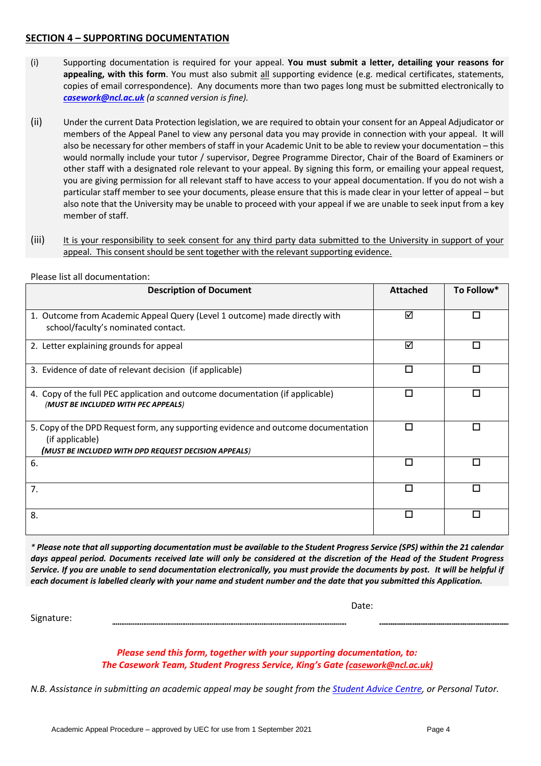## SECTION 4 – SUPPORTING DOCUMENTATION

(i) Supporting documentation is required for your appeal. **You must submit a letter, detailing your reasons for appealing, with this form**. You must also submit all supporting evidence (e.g. medical certificates, statements, copies of email correspondence). Any documents more than two pages long must be submitted electronically to ***casework@ncl.ac.uk*** *(a scanned version is fine).*

(ii) Under the current Data Protection legislation, we are required to obtain your consent for an Appeal Adjudicator or members of the Appeal Panel to view any personal data you may provide in connection with your appeal. It will also be necessary for other members of staff in your Academic Unit to be able to review your documentation – this would normally include your tutor / supervisor, Degree Programme Director, Chair of the Board of Examiners or other staff with a designated role relevant to your appeal. By signing this form, or emailing your appeal request, you are giving permission for all relevant staff to have access to your appeal documentation. If you do not wish a particular staff member to see your documents, please ensure that this is made clear in your letter of appeal – but also note that the University may be unable to proceed with your appeal if we are unable to seek input from a key member of staff.

(iii) It is your responsibility to seek consent for any third party data submitted to the University in support of your appeal. This consent should be sent together with the relevant supporting evidence.

Please list all documentation:

| Description of Document | Attached | To Follow* |
|---|---|---|
| 1. Outcome from Academic Appeal Query (Level 1 outcome) made directly with school/faculty's nominated contact. | ☑ | ☐ |
| 2. Letter explaining grounds for appeal | ☑ | ☐ |
| 3. Evidence of date of relevant decision (if applicable) | ☐ | ☐ |
| 4. Copy of the full PEC application and outcome documentation (if applicable) *(MUST BE INCLUDED WITH PEC APPEALS)* | ☐ | ☐ |
| 5. Copy of the DPD Request form, any supporting evidence and outcome documentation (if applicable) ***(MUST BE INCLUDED WITH DPD REQUEST DECISION APPEALS)*** | ☐ | ☐ |
| 6. | ☐ | ☐ |
| 7. | ☐ | ☐ |
| 8. | ☐ | ☐ |

***\* Please note that all supporting documentation must be available to the Student Progress Service (SPS) within the 21 calendar days appeal period. Documents received late will only be considered at the discretion of the Head of the Student Progress Service. If you are unable to send documentation electronically, you must provide the documents by post. It will be helpful if each document is labelled clearly with your name and student number and the date that you submitted this Application.***

Signature: ........................................................................ Date: ..............................................

***Please send this form, together with your supporting documentation, to:***
***The Casework Team, Student Progress Service, King's Gate (casework@ncl.ac.uk)***

*N.B. Assistance in submitting an academic appeal may be sought from the Student Advice Centre, or Personal Tutor.*

Academic Appeal Procedure – approved by UEC for use from 1 September 2021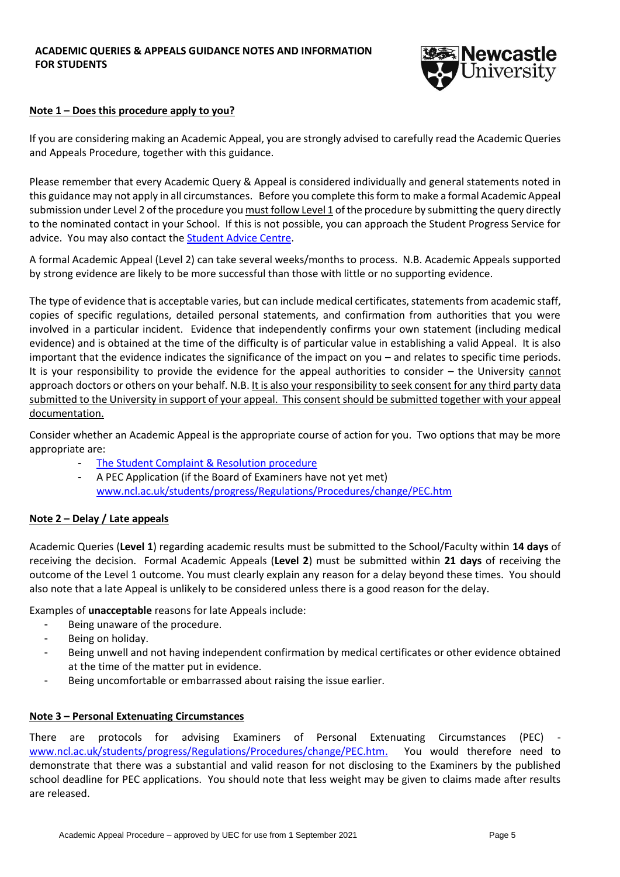**ACADEMIC QUERIES & APPEALS GUIDANCE NOTES AND INFORMATION FOR STUDENTS**

## Note 1 – Does this procedure apply to you?

If you are considering making an Academic Appeal, you are strongly advised to carefully read the Academic Queries and Appeals Procedure, together with this guidance.

Please remember that every Academic Query & Appeal is considered individually and general statements noted in this guidance may not apply in all circumstances. Before you complete this form to make a formal Academic Appeal submission under Level 2 of the procedure you must follow Level 1 of the procedure by submitting the query directly to the nominated contact in your School. If this is not possible, you can approach the Student Progress Service for advice. You may also contact the Student Advice Centre.

A formal Academic Appeal (Level 2) can take several weeks/months to process. N.B. Academic Appeals supported by strong evidence are likely to be more successful than those with little or no supporting evidence.

The type of evidence that is acceptable varies, but can include medical certificates, statements from academic staff, copies of specific regulations, detailed personal statements, and confirmation from authorities that you were involved in a particular incident. Evidence that independently confirms your own statement (including medical evidence) and is obtained at the time of the difficulty is of particular value in establishing a valid Appeal. It is also important that the evidence indicates the significance of the impact on you – and relates to specific time periods. It is your responsibility to provide the evidence for the appeal authorities to consider – the University cannot approach doctors or others on your behalf. N.B. It is also your responsibility to seek consent for any third party data submitted to the University in support of your appeal. This consent should be submitted together with your appeal documentation.

Consider whether an Academic Appeal is the appropriate course of action for you. Two options that may be more appropriate are:

- The Student Complaint & Resolution procedure
- A PEC Application (if the Board of Examiners have not yet met) www.ncl.ac.uk/students/progress/Regulations/Procedures/change/PEC.htm

## Note 2 – Delay / Late appeals

Academic Queries (**Level 1**) regarding academic results must be submitted to the School/Faculty within **14 days** of receiving the decision. Formal Academic Appeals (**Level 2**) must be submitted within **21 days** of receiving the outcome of the Level 1 outcome. You must clearly explain any reason for a delay beyond these times. You should also note that a late Appeal is unlikely to be considered unless there is a good reason for the delay.

Examples of **unacceptable** reasons for late Appeals include:

- Being unaware of the procedure.
- Being on holiday.
- Being unwell and not having independent confirmation by medical certificates or other evidence obtained at the time of the matter put in evidence.
- Being uncomfortable or embarrassed about raising the issue earlier.

## Note 3 – Personal Extenuating Circumstances

There are protocols for advising Examiners of Personal Extenuating Circumstances (PEC) - www.ncl.ac.uk/students/progress/Regulations/Procedures/change/PEC.htm. You would therefore need to demonstrate that there was a substantial and valid reason for not disclosing to the Examiners by the published school deadline for PEC applications. You should note that less weight may be given to claims made after results are released.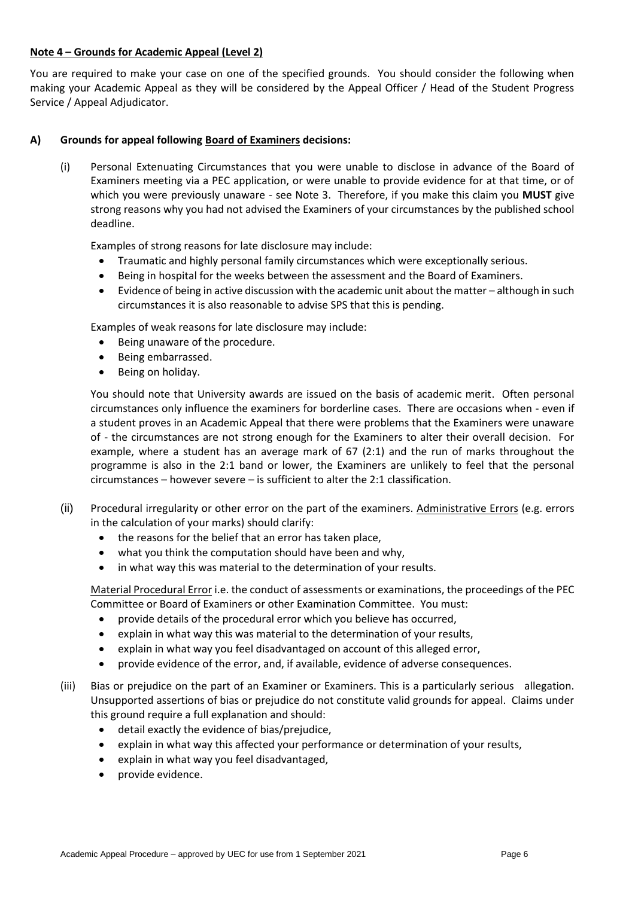**<u>Note 4 – Grounds for Academic Appeal (Level 2)</u>**

You are required to make your case on one of the specified grounds. You should consider the following when making your Academic Appeal as they will be considered by the Appeal Officer / Head of the Student Progress Service / Appeal Adjudicator.

**A) Grounds for appeal following <u>Board of Examiners</u> decisions:**

(i) Personal Extenuating Circumstances that you were unable to disclose in advance of the Board of Examiners meeting via a PEC application, or were unable to provide evidence for at that time, or of which you were previously unaware - see Note 3. Therefore, if you make this claim you **MUST** give strong reasons why you had not advised the Examiners of your circumstances by the published school deadline.

Examples of strong reasons for late disclosure may include:

- Traumatic and highly personal family circumstances which were exceptionally serious.
- Being in hospital for the weeks between the assessment and the Board of Examiners.
- Evidence of being in active discussion with the academic unit about the matter – although in such circumstances it is also reasonable to advise SPS that this is pending.

Examples of weak reasons for late disclosure may include:

- Being unaware of the procedure.
- Being embarrassed.
- Being on holiday.

You should note that University awards are issued on the basis of academic merit. Often personal circumstances only influence the examiners for borderline cases. There are occasions when - even if a student proves in an Academic Appeal that there were problems that the Examiners were unaware of - the circumstances are not strong enough for the Examiners to alter their overall decision. For example, where a student has an average mark of 67 (2:1) and the run of marks throughout the programme is also in the 2:1 band or lower, the Examiners are unlikely to feel that the personal circumstances – however severe – is sufficient to alter the 2:1 classification.

(ii) Procedural irregularity or other error on the part of the examiners. <u>Administrative Errors</u> (e.g. errors in the calculation of your marks) should clarify:

- the reasons for the belief that an error has taken place,
- what you think the computation should have been and why,
- in what way this was material to the determination of your results.

<u>Material Procedural Error</u> i.e. the conduct of assessments or examinations, the proceedings of the PEC Committee or Board of Examiners or other Examination Committee. You must:

- provide details of the procedural error which you believe has occurred,
- explain in what way this was material to the determination of your results,
- explain in what way you feel disadvantaged on account of this alleged error,
- provide evidence of the error, and, if available, evidence of adverse consequences.

(iii) Bias or prejudice on the part of an Examiner or Examiners. This is a particularly serious allegation. Unsupported assertions of bias or prejudice do not constitute valid grounds for appeal. Claims under this ground require a full explanation and should:

- detail exactly the evidence of bias/prejudice,
- explain in what way this affected your performance or determination of your results,
- explain in what way you feel disadvantaged,
- provide evidence.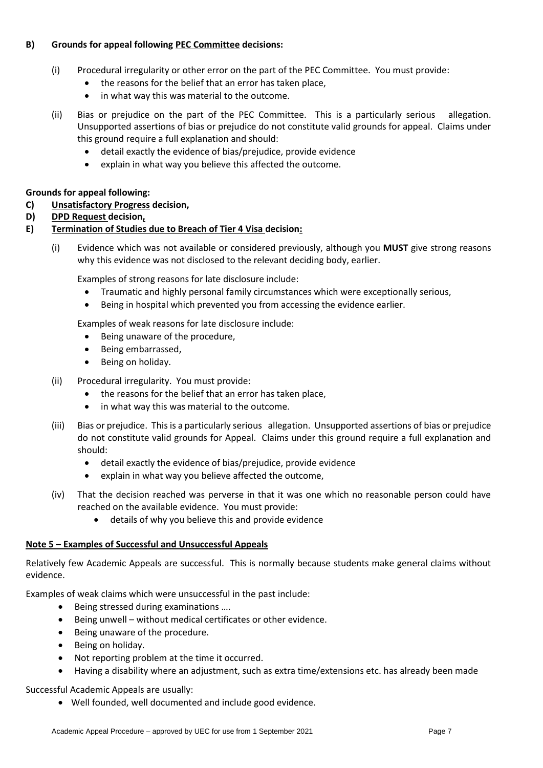**B) Grounds for appeal following <u>PEC Committee</u> decisions:**

(i) Procedural irregularity or other error on the part of the PEC Committee. You must provide:
- the reasons for the belief that an error has taken place,
- in what way this was material to the outcome.

(ii) Bias or prejudice on the part of the PEC Committee. This is a particularly serious allegation. Unsupported assertions of bias or prejudice do not constitute valid grounds for appeal. Claims under this ground require a full explanation and should:
- detail exactly the evidence of bias/prejudice, provide evidence
- explain in what way you believe this affected the outcome.

**Grounds for appeal following:**

**C) <u>Unsatisfactory Progress</u> decision,**

**D) <u>DPD Request</u> decision,**

**E) <u>Termination of Studies due to Breach of Tier 4 Visa</u> decision:**

(i) Evidence which was not available or considered previously, although you **MUST** give strong reasons why this evidence was not disclosed to the relevant deciding body, earlier.

Examples of strong reasons for late disclosure include:
- Traumatic and highly personal family circumstances which were exceptionally serious,
- Being in hospital which prevented you from accessing the evidence earlier.

Examples of weak reasons for late disclosure include:
- Being unaware of the procedure,
- Being embarrassed,
- Being on holiday.

(ii) Procedural irregularity. You must provide:
- the reasons for the belief that an error has taken place,
- in what way this was material to the outcome.

(iii) Bias or prejudice. This is a particularly serious allegation. Unsupported assertions of bias or prejudice do not constitute valid grounds for Appeal. Claims under this ground require a full explanation and should:
- detail exactly the evidence of bias/prejudice, provide evidence
- explain in what way you believe affected the outcome,

(iv) That the decision reached was perverse in that it was one which no reasonable person could have reached on the available evidence. You must provide:
- details of why you believe this and provide evidence

## <u>Note 5 – Examples of Successful and Unsuccessful Appeals</u>

Relatively few Academic Appeals are successful. This is normally because students make general claims without evidence.

Examples of weak claims which were unsuccessful in the past include:
- Being stressed during examinations ….
- Being unwell – without medical certificates or other evidence.
- Being unaware of the procedure.
- Being on holiday.
- Not reporting problem at the time it occurred.
- Having a disability where an adjustment, such as extra time/extensions etc. has already been made

Successful Academic Appeals are usually:
- Well founded, well documented and include good evidence.